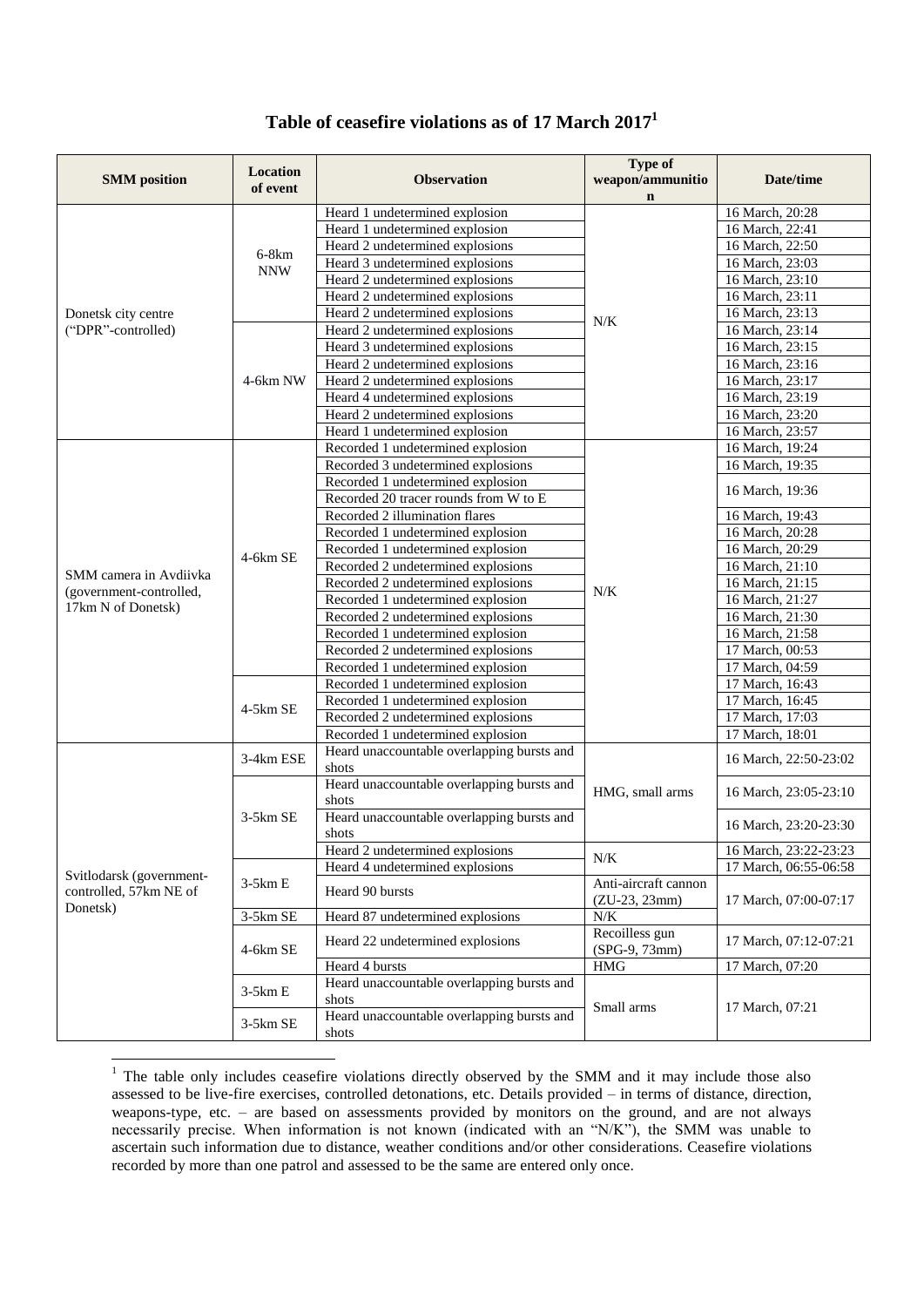# Table of ceasefire violations as of 17 March 2017[1]

| SMM position | Location of event | Observation | Type of weapon/ammunition | Date/time |
|---|---|---|---|---|
| Donetsk city centre ("DPR"-controlled) | 6-8km NNW | Heard 1 undetermined explosion | N/K | 16 March, 20:28 |
| | | Heard 1 undetermined explosion | | 16 March, 22:41 |
| | | Heard 2 undetermined explosions | | 16 March, 22:50 |
| | | Heard 3 undetermined explosions | | 16 March, 23:03 |
| | | Heard 2 undetermined explosions | | 16 March, 23:10 |
| | | Heard 2 undetermined explosions | | 16 March, 23:11 |
| | | Heard 2 undetermined explosions | | 16 March, 23:13 |
| | 4-6km NW | Heard 2 undetermined explosions | | 16 March, 23:14 |
| | | Heard 3 undetermined explosions | | 16 March, 23:15 |
| | | Heard 2 undetermined explosions | | 16 March, 23:16 |
| | | Heard 2 undetermined explosions | | 16 March, 23:17 |
| | | Heard 4 undetermined explosions | | 16 March, 23:19 |
| | | Heard 2 undetermined explosions | | 16 March, 23:20 |
| | | Heard 1 undetermined explosion | | 16 March, 23:57 |
| SMM camera in Avdiivka (government-controlled, 17km N of Donetsk) | 4-6km SE | Recorded 1 undetermined explosion | N/K | 16 March, 19:24 |
| | | Recorded 3 undetermined explosions | | 16 March, 19:35 |
| | | Recorded 1 undetermined explosion | | 16 March, 19:36 |
| | | Recorded 20 tracer rounds from W to E | | |
| | | Recorded 2 illumination flares | | 16 March, 19:43 |
| | | Recorded 1 undetermined explosion | | 16 March, 20:28 |
| | | Recorded 1 undetermined explosion | | 16 March, 20:29 |
| | | Recorded 2 undetermined explosions | | 16 March, 21:10 |
| | | Recorded 2 undetermined explosions | | 16 March, 21:15 |
| | | Recorded 1 undetermined explosion | | 16 March, 21:27 |
| | | Recorded 2 undetermined explosions | | 16 March, 21:30 |
| | | Recorded 1 undetermined explosion | | 16 March, 21:58 |
| | | Recorded 2 undetermined explosions | | 17 March, 00:53 |
| | | Recorded 1 undetermined explosion | | 17 March, 04:59 |
| | 4-5km SE | Recorded 1 undetermined explosion | | 17 March, 16:43 |
| | | Recorded 1 undetermined explosion | | 17 March, 16:45 |
| | | Recorded 2 undetermined explosions | | 17 March, 17:03 |
| | | Recorded 1 undetermined explosion | | 17 March, 18:01 |
| Svitlodarsk (government-controlled, 57km NE of Donetsk) | 3-4km ESE | Heard unaccountable overlapping bursts and shots | HMG, small arms | 16 March, 22:50-23:02 |
| | 3-5km SE | Heard unaccountable overlapping bursts and shots | | 16 March, 23:05-23:10 |
| | | Heard unaccountable overlapping bursts and shots | | 16 March, 23:20-23:30 |
| | | Heard 2 undetermined explosions | N/K | 16 March, 23:22-23:23 |
| | 3-5km E | Heard 4 undetermined explosions | | 17 March, 06:55-06:58 |
| | | Heard 90 bursts | Anti-aircraft cannon (ZU-23, 23mm) | 17 March, 07:00-07:17 |
| | 3-5km SE | Heard 87 undetermined explosions | N/K | |
| | 4-6km SE | Heard 22 undetermined explosions | Recoilless gun (SPG-9, 73mm) | 17 March, 07:12-07:21 |
| | | Heard 4 bursts | HMG | 17 March, 07:20 |
| | 3-5km E | Heard unaccountable overlapping bursts and shots | Small arms | 17 March, 07:21 |
| | 3-5km SE | Heard unaccountable overlapping bursts and shots | | |

[1] The table only includes ceasefire violations directly observed by the SMM and it may include those also assessed to be live-fire exercises, controlled detonations, etc. Details provided – in terms of distance, direction, weapons-type, etc. – are based on assessments provided by monitors on the ground, and are not always necessarily precise. When information is not known (indicated with an "N/K"), the SMM was unable to ascertain such information due to distance, weather conditions and/or other considerations. Ceasefire violations recorded by more than one patrol and assessed to be the same are entered only once.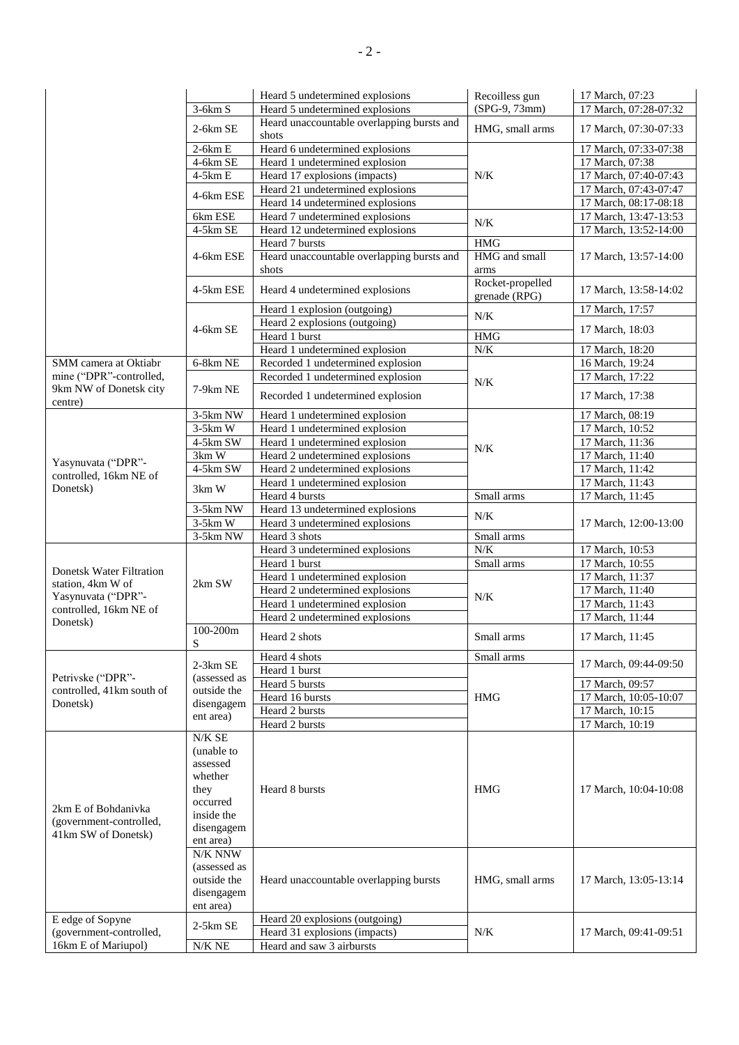| | | Heard 5 undetermined explosions | Recoilless gun (SPG-9, 73mm) | 17 March, 07:23 |
|---|---|---|---|---|
| | 3-6km S | Heard 5 undetermined explosions | | 17 March, 07:28-07:32 |
| | 2-6km SE | Heard unaccountable overlapping bursts and shots | HMG, small arms | 17 March, 07:30-07:33 |
| | 2-6km E | Heard 6 undetermined explosions | N/K | 17 March, 07:33-07:38 |
| | 4-6km SE | Heard 1 undetermined explosion | | 17 March, 07:38 |
| | 4-5km E | Heard 17 explosions (impacts) | | 17 March, 07:40-07:43 |
| | 4-6km ESE | Heard 21 undetermined explosions | | 17 March, 07:43-07:47 |
| | | Heard 14 undetermined explosions | | 17 March, 08:17-08:18 |
| | 6km ESE | Heard 7 undetermined explosions | N/K | 17 March, 13:47-13:53 |
| | 4-5km SE | Heard 12 undetermined explosions | | 17 March, 13:52-14:00 |
| | 4-6km ESE | Heard 7 bursts | HMG | 17 March, 13:57-14:00 |
| | | Heard unaccountable overlapping bursts and shots | HMG and small arms | |
| | 4-5km ESE | Heard 4 undetermined explosions | Rocket-propelled grenade (RPG) | 17 March, 13:58-14:02 |
| | 4-6km SE | Heard 1 explosion (outgoing) | N/K | 17 March, 17:57 |
| | | Heard 2 explosions (outgoing) | | 17 March, 18:03 |
| | | Heard 1 burst | HMG | |
| | | Heard 1 undetermined explosion | N/K | 17 March, 18:20 |
| SMM camera at Oktiabr mine ("DPR"-controlled, 9km NW of Donetsk city centre) | 6-8km NE | Recorded 1 undetermined explosion | N/K | 16 March, 19:24 |
| | 7-9km NE | Recorded 1 undetermined explosion | | 17 March, 17:22 |
| | | Recorded 1 undetermined explosion | | 17 March, 17:38 |
| Yasynuvata ("DPR"-controlled, 16km NE of Donetsk) | 3-5km NW | Heard 1 undetermined explosion | N/K | 17 March, 08:19 |
| | 3-5km W | Heard 1 undetermined explosion | | 17 March, 10:52 |
| | 4-5km SW | Heard 1 undetermined explosion | | 17 March, 11:36 |
| | 3km W | Heard 2 undetermined explosions | | 17 March, 11:40 |
| | 4-5km SW | Heard 2 undetermined explosions | | 17 March, 11:42 |
| | 3km W | Heard 1 undetermined explosion | | 17 March, 11:43 |
| | | Heard 4 bursts | Small arms | 17 March, 11:45 |
| | 3-5km NW | Heard 13 undetermined explosions | N/K | 17 March, 12:00-13:00 |
| | 3-5km W | Heard 3 undetermined explosions | | |
| | 3-5km NW | Heard 3 shots | Small arms | |
| Donetsk Water Filtration station, 4km W of Yasynuvata ("DPR"-controlled, 16km NE of Donetsk) | 2km SW | Heard 3 undetermined explosions | N/K | 17 March, 10:53 |
| | | Heard 1 burst | Small arms | 17 March, 10:55 |
| | | Heard 1 undetermined explosion | N/K | 17 March, 11:37 |
| | | Heard 2 undetermined explosions | | 17 March, 11:40 |
| | | Heard 1 undetermined explosion | | 17 March, 11:43 |
| | | Heard 2 undetermined explosions | | 17 March, 11:44 |
| | 100-200m S | Heard 2 shots | Small arms | 17 March, 11:45 |
| Petrivske ("DPR"-controlled, 41km south of Donetsk) | 2-3km SE (assessed as outside the disengagement area) | Heard 4 shots | Small arms | 17 March, 09:44-09:50 |
| | | Heard 1 burst | HMG | |
| | | Heard 5 bursts | | 17 March, 09:57 |
| | | Heard 16 bursts | | 17 March, 10:05-10:07 |
| | | Heard 2 bursts | | 17 March, 10:15 |
| | | Heard 2 bursts | | 17 March, 10:19 |
| 2km E of Bohdanivka (government-controlled, 41km SW of Donetsk) | N/K SE (unable to assessed whether they occurred inside the disengagement area) | Heard 8 bursts | HMG | 17 March, 10:04-10:08 |
| | N/K NNW (assessed as outside the disengagement area) | Heard unaccountable overlapping bursts | HMG, small arms | 17 March, 13:05-13:14 |
| E edge of Sopyne (government-controlled, 16km E of Mariupol) | 2-5km SE | Heard 20 explosions (outgoing) | N/K | 17 March, 09:41-09:51 |
| | | Heard 31 explosions (impacts) | | |
| | N/K NE | Heard and saw 3 airbursts | | |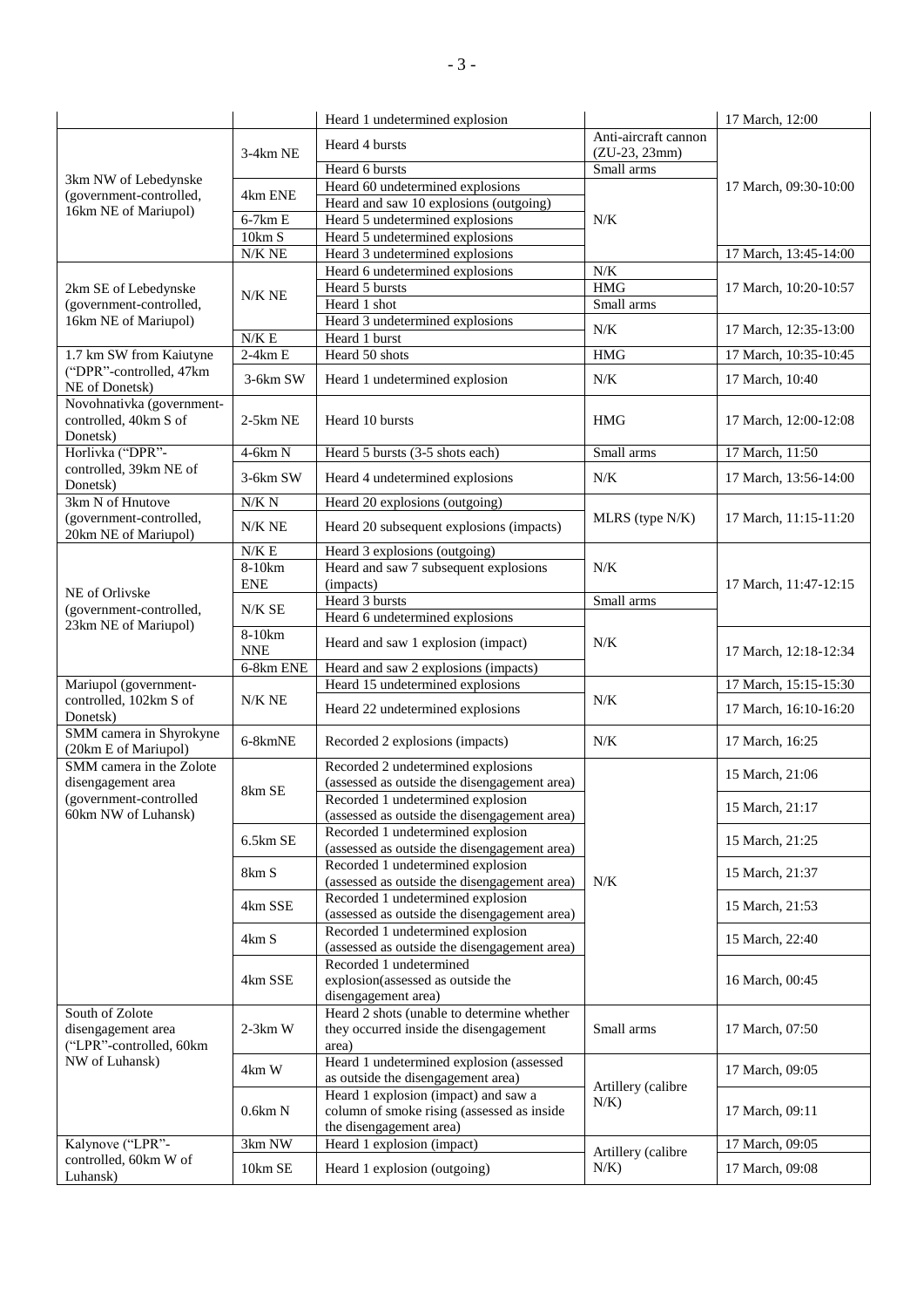| | | Heard 1 undetermined explosion | | 17 March, 12:00 |
|---|---|---|---|---|
| 3km NW of Lebedynske (government-controlled, 16km NE of Mariupol) | 3-4km NE | Heard 4 bursts | Anti-aircraft cannon (ZU-23, 23mm) | 17 March, 09:30-10:00 |
| | | Heard 6 bursts | Small arms | |
| | 4km ENE | Heard 60 undetermined explosions | N/K | |
| | | Heard and saw 10 explosions (outgoing) | | |
| | 6-7km E | Heard 5 undetermined explosions | | |
| | 10km S | Heard 5 undetermined explosions | | |
| | N/K NE | Heard 3 undetermined explosions | | 17 March, 13:45-14:00 |
| 2km SE of Lebedynske (government-controlled, 16km NE of Mariupol) | N/K NE | Heard 6 undetermined explosions | N/K | 17 March, 10:20-10:57 |
| | | Heard 5 bursts | HMG | |
| | | Heard 1 shot | Small arms | |
| | | Heard 3 undetermined explosions | N/K | 17 March, 12:35-13:00 |
| | N/K E | Heard 1 burst | | |
| 1.7 km SW from Kaiutyne ("DPR"-controlled, 47km NE of Donetsk) | 2-4km E | Heard 50 shots | HMG | 17 March, 10:35-10:45 |
| | 3-6km SW | Heard 1 undetermined explosion | N/K | 17 March, 10:40 |
| Novohnativka (government-controlled, 40km S of Donetsk) | 2-5km NE | Heard 10 bursts | HMG | 17 March, 12:00-12:08 |
| Horlivka ("DPR"-controlled, 39km NE of Donetsk) | 4-6km N | Heard 5 bursts (3-5 shots each) | Small arms | 17 March, 11:50 |
| | 3-6km SW | Heard 4 undetermined explosions | N/K | 17 March, 13:56-14:00 |
| 3km N of Hnutove (government-controlled, 20km NE of Mariupol) | N/K N | Heard 20 explosions (outgoing) | MLRS (type N/K) | 17 March, 11:15-11:20 |
| | N/K NE | Heard 20 subsequent explosions (impacts) | | |
| NE of Orlivske (government-controlled, 23km NE of Mariupol) | N/K E | Heard 3 explosions (outgoing) | N/K | 17 March, 11:47-12:15 |
| | 8-10km ENE | Heard and saw 7 subsequent explosions (impacts) | | |
| | N/K SE | Heard 3 bursts | Small arms | |
| | | Heard 6 undetermined explosions | N/K | |
| | 8-10km NNE | Heard and saw 1 explosion (impact) | | 17 March, 12:18-12:34 |
| | 6-8km ENE | Heard and saw 2 explosions (impacts) | | |
| Mariupol (government-controlled, 102km S of Donetsk) | N/K NE | Heard 15 undetermined explosions | N/K | 17 March, 15:15-15:30 |
| | | Heard 22 undetermined explosions | | 17 March, 16:10-16:20 |
| SMM camera in Shyrokyne (20km E of Mariupol) | 6-8kmNE | Recorded 2 explosions (impacts) | N/K | 17 March, 16:25 |
| SMM camera in the Zolote disengagement area (government-controlled 60km NW of Luhansk) | 8km SE | Recorded 2 undetermined explosions (assessed as outside the disengagement area) | N/K | 15 March, 21:06 |
| | | Recorded 1 undetermined explosion (assessed as outside the disengagement area) | | 15 March, 21:17 |
| | 6.5km SE | Recorded 1 undetermined explosion (assessed as outside the disengagement area) | | 15 March, 21:25 |
| | 8km S | Recorded 1 undetermined explosion (assessed as outside the disengagement area) | | 15 March, 21:37 |
| | 4km SSE | Recorded 1 undetermined explosion (assessed as outside the disengagement area) | | 15 March, 21:53 |
| | 4km S | Recorded 1 undetermined explosion (assessed as outside the disengagement area) | | 15 March, 22:40 |
| | 4km SSE | Recorded 1 undetermined explosion(assessed as outside the disengagement area) | | 16 March, 00:45 |
| South of Zolote disengagement area ("LPR"-controlled, 60km NW of Luhansk) | 2-3km W | Heard 2 shots (unable to determine whether they occurred inside the disengagement area) | Small arms | 17 March, 07:50 |
| | 4km W | Heard 1 undetermined explosion (assessed as outside the disengagement area) | Artillery (calibre N/K) | 17 March, 09:05 |
| | 0.6km N | Heard 1 explosion (impact) and saw a column of smoke rising (assessed as inside the disengagement area) | | 17 March, 09:11 |
| Kalynove ("LPR"-controlled, 60km W of Luhansk) | 3km NW | Heard 1 explosion (impact) | Artillery (calibre N/K) | 17 March, 09:05 |
| | 10km SE | Heard 1 explosion (outgoing) | | 17 March, 09:08 |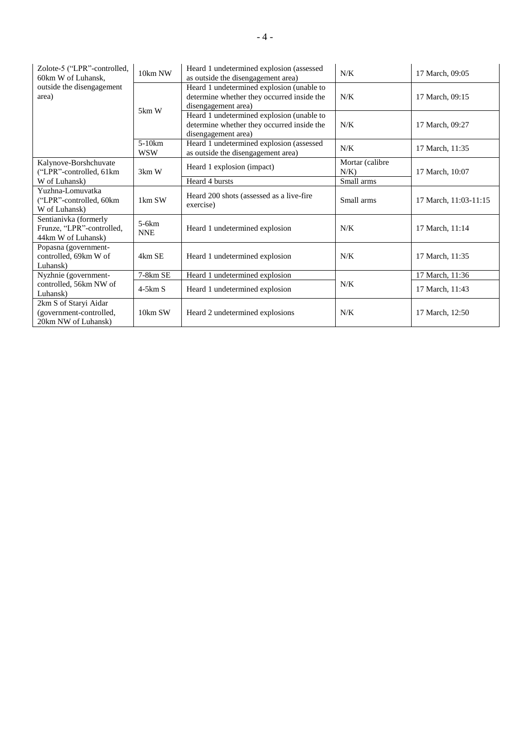| Zolote-5 (“LPR”-controlled, 60km W of Luhansk, outside the disengagement area) | 10km NW | Heard 1 undetermined explosion (assessed as outside the disengagement area) | N/K | 17 March, 09:05 |
|---|---|---|---|---|
| | 5km W | Heard 1 undetermined explosion (unable to determine whether they occurred inside the disengagement area) | N/K | 17 March, 09:15 |
| | | Heard 1 undetermined explosion (unable to determine whether they occurred inside the disengagement area) | N/K | 17 March, 09:27 |
| | 5-10km WSW | Heard 1 undetermined explosion (assessed as outside the disengagement area) | N/K | 17 March, 11:35 |
| Kalynove-Borshchuvate (“LPR”-controlled, 61km W of Luhansk) | 3km W | Heard 1 explosion (impact) | Mortar (calibre N/K) | 17 March, 10:07 |
| | | Heard 4 bursts | Small arms | |
| Yuzhna-Lomuvatka (“LPR”-controlled, 60km W of Luhansk) | 1km SW | Heard 200 shots (assessed as a live-fire exercise) | Small arms | 17 March, 11:03-11:15 |
| Sentianivka (formerly Frunze, “LPR”-controlled, 44km W of Luhansk) | 5-6km NNE | Heard 1 undetermined explosion | N/K | 17 March, 11:14 |
| Popasna (government-controlled, 69km W of Luhansk) | 4km SE | Heard 1 undetermined explosion | N/K | 17 March, 11:35 |
| Nyzhnie (government-controlled, 56km NW of Luhansk) | 7-8km SE | Heard 1 undetermined explosion | N/K | 17 March, 11:36 |
| | 4-5km S | Heard 1 undetermined explosion | | 17 March, 11:43 |
| 2km S of Staryi Aidar (government-controlled, 20km NW of Luhansk) | 10km SW | Heard 2 undetermined explosions | N/K | 17 March, 12:50 |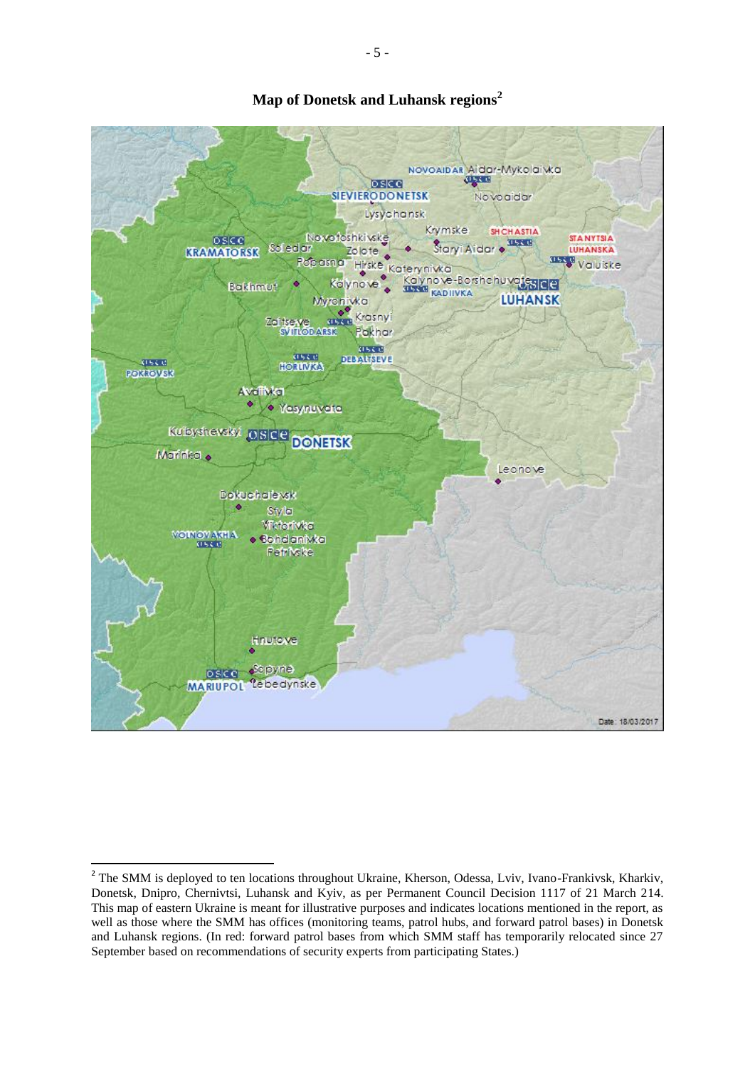**Map of Donetsk and Luhansk regions**[2]

NOVOAIDAR Aidar-Mykolaivka
OSCE
SIEVIERODONETSK
Novoaidar
Lysychansk
OSCE
KRAMATORSK
Soledar
Novotoshkivske
Zolote
Popasna
Hirske
Krymske
SHCHASTIA
Staryi Aidar
STANYTSIA LUHANSKA
Valuiske
Katerynivka
Kalynove-Borshchuvate
KADIIVKA
OSCE
LUHANSK
Bakhmut
Kalynove
Myronivka
Zaitseve
SVITLODARSK
Krasnyi Pakhar
HORLIVKA
DEBALTSEVE
POKROVSK
Avdiivka
Yasynuvata
Kubyshevskyi
OSCE
DONETSK
Marinka
Leonove
Dokuchaievsk
Styla
Viktorivka
VOLNOVAKHA
Bohdanivka
Petrivske
Hnutove
OSCE
Sopyne
MARIUPOL
Lebedynske
Date: 18/03/2017

---

[2] The SMM is deployed to ten locations throughout Ukraine, Kherson, Odessa, Lviv, Ivano-Frankivsk, Kharkiv, Donetsk, Dnipro, Chernivtsi, Luhansk and Kyiv, as per Permanent Council Decision 1117 of 21 March 214. This map of eastern Ukraine is meant for illustrative purposes and indicates locations mentioned in the report, as well as those where the SMM has offices (monitoring teams, patrol hubs, and forward patrol bases) in Donetsk and Luhansk regions. (In red: forward patrol bases from which SMM staff has temporarily relocated since 27 September based on recommendations of security experts from participating States.)